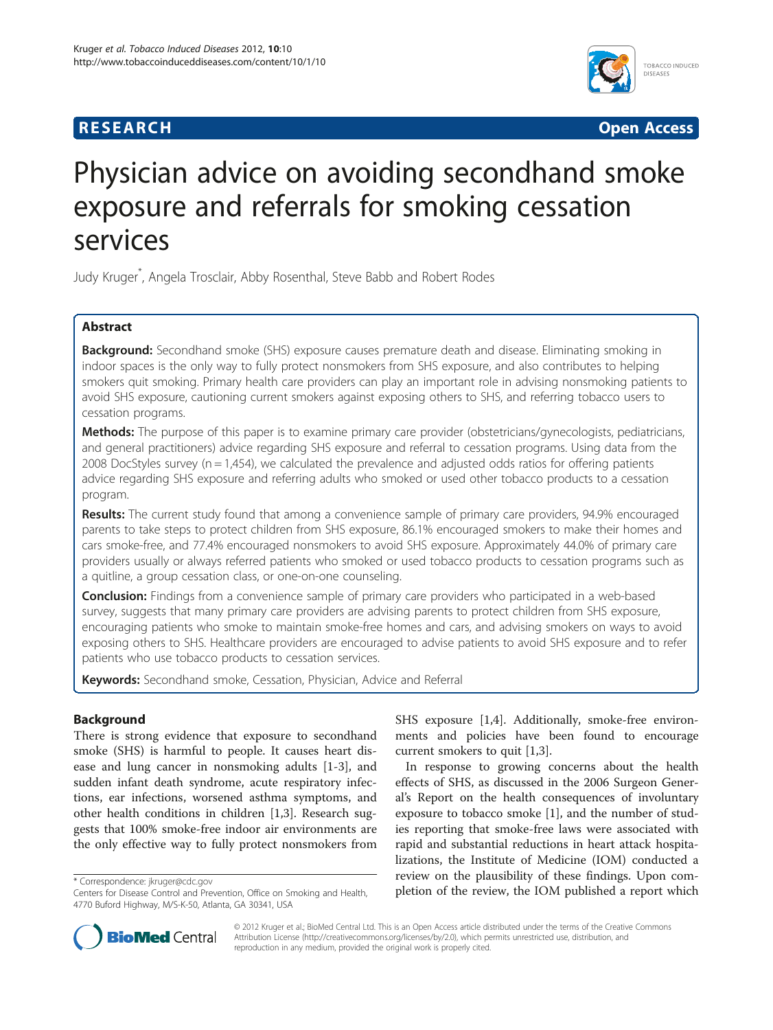**RESEARCH** **Open Access**

# Physician advice on avoiding secondhand smoke exposure and referrals for smoking cessation services

Judy Kruger*, Angela Trosclair, Abby Rosenthal, Steve Babb and Robert Rodes

## Abstract

**Background:** Secondhand smoke (SHS) exposure causes premature death and disease. Eliminating smoking in indoor spaces is the only way to fully protect nonsmokers from SHS exposure, and also contributes to helping smokers quit smoking. Primary health care providers can play an important role in advising nonsmoking patients to avoid SHS exposure, cautioning current smokers against exposing others to SHS, and referring tobacco users to cessation programs.

**Methods:** The purpose of this paper is to examine primary care provider (obstetricians/gynecologists, pediatricians, and general practitioners) advice regarding SHS exposure and referral to cessation programs. Using data from the 2008 DocStyles survey (n = 1,454), we calculated the prevalence and adjusted odds ratios for offering patients advice regarding SHS exposure and referring adults who smoked or used other tobacco products to a cessation program.

**Results:** The current study found that among a convenience sample of primary care providers, 94.9% encouraged parents to take steps to protect children from SHS exposure, 86.1% encouraged smokers to make their homes and cars smoke-free, and 77.4% encouraged nonsmokers to avoid SHS exposure. Approximately 44.0% of primary care providers usually or always referred patients who smoked or used tobacco products to cessation programs such as a quitline, a group cessation class, or one-on-one counseling.

**Conclusion:** Findings from a convenience sample of primary care providers who participated in a web-based survey, suggests that many primary care providers are advising parents to protect children from SHS exposure, encouraging patients who smoke to maintain smoke-free homes and cars, and advising smokers on ways to avoid exposing others to SHS. Healthcare providers are encouraged to advise patients to avoid SHS exposure and to refer patients who use tobacco products to cessation services.

**Keywords:** Secondhand smoke, Cessation, Physician, Advice and Referral

## Background

There is strong evidence that exposure to secondhand smoke (SHS) is harmful to people. It causes heart disease and lung cancer in nonsmoking adults [1-3], and sudden infant death syndrome, acute respiratory infections, ear infections, worsened asthma symptoms, and other health conditions in children [1,3]. Research suggests that 100% smoke-free indoor air environments are the only effective way to fully protect nonsmokers from SHS exposure [1,4]. Additionally, smoke-free environments and policies have been found to encourage current smokers to quit [1,3].

In response to growing concerns about the health effects of SHS, as discussed in the 2006 Surgeon General's Report on the health consequences of involuntary exposure to tobacco smoke [1], and the number of studies reporting that smoke-free laws were associated with rapid and substantial reductions in heart attack hospitalizations, the Institute of Medicine (IOM) conducted a review on the plausibility of these findings. Upon completion of the review, the IOM published a report which

* Correspondence: jkruger@cdc.gov
Centers for Disease Control and Prevention, Office on Smoking and Health, 4770 Buford Highway, M/S-K-50, Atlanta, GA 30341, USA

© 2012 Kruger et al.; BioMed Central Ltd. This is an Open Access article distributed under the terms of the Creative Commons Attribution License (http://creativecommons.org/licenses/by/2.0), which permits unrestricted use, distribution, and reproduction in any medium, provided the original work is properly cited.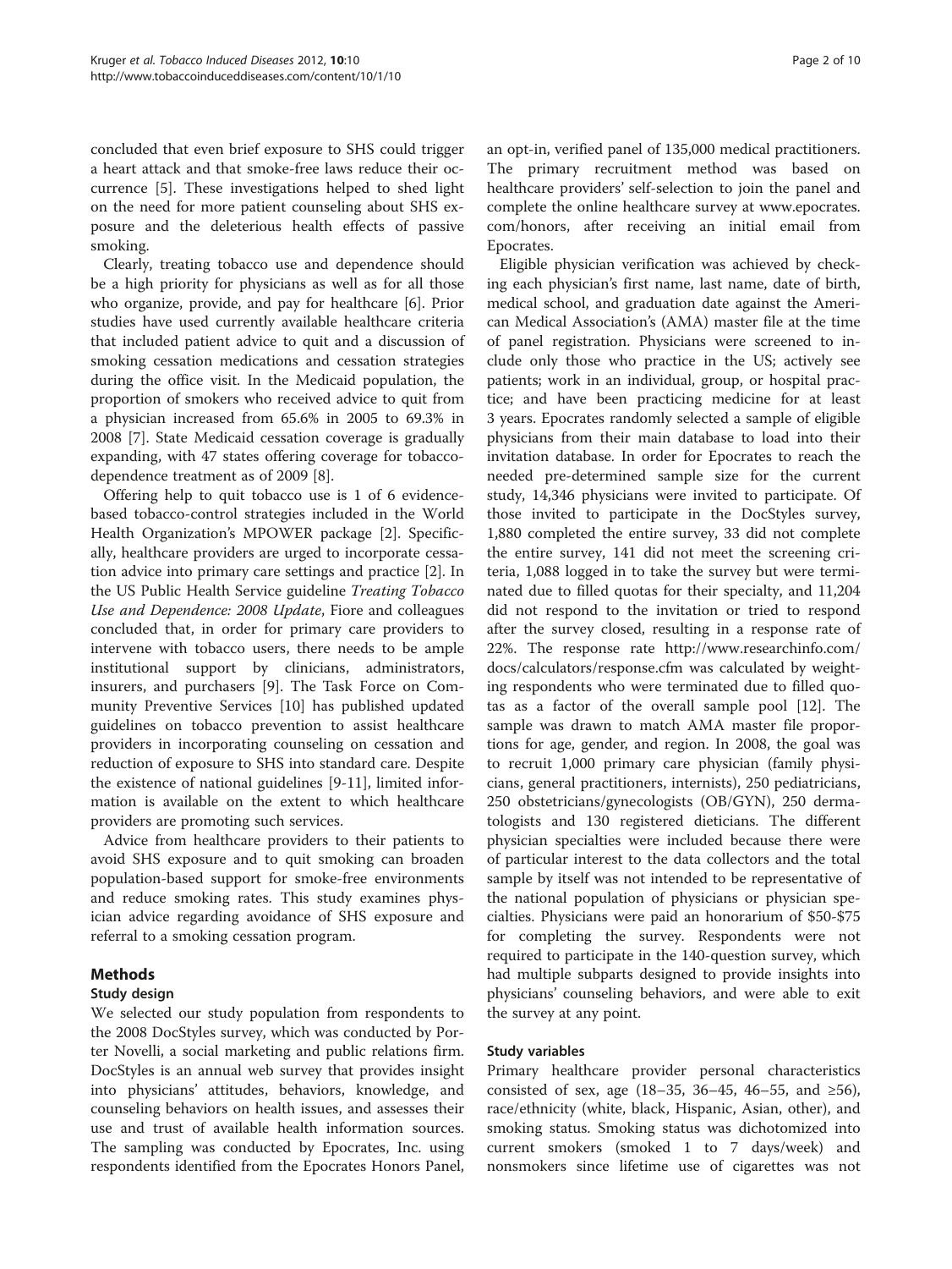concluded that even brief exposure to SHS could trigger a heart attack and that smoke-free laws reduce their occurrence [5]. These investigations helped to shed light on the need for more patient counseling about SHS exposure and the deleterious health effects of passive smoking.

Clearly, treating tobacco use and dependence should be a high priority for physicians as well as for all those who organize, provide, and pay for healthcare [6]. Prior studies have used currently available healthcare criteria that included patient advice to quit and a discussion of smoking cessation medications and cessation strategies during the office visit. In the Medicaid population, the proportion of smokers who received advice to quit from a physician increased from 65.6% in 2005 to 69.3% in 2008 [7]. State Medicaid cessation coverage is gradually expanding, with 47 states offering coverage for tobacco-dependence treatment as of 2009 [8].

Offering help to quit tobacco use is 1 of 6 evidence-based tobacco-control strategies included in the World Health Organization's MPOWER package [2]. Specifically, healthcare providers are urged to incorporate cessation advice into primary care settings and practice [2]. In the US Public Health Service guideline *Treating Tobacco Use and Dependence: 2008 Update*, Fiore and colleagues concluded that, in order for primary care providers to intervene with tobacco users, there needs to be ample institutional support by clinicians, administrators, insurers, and purchasers [9]. The Task Force on Community Preventive Services [10] has published updated guidelines on tobacco prevention to assist healthcare providers in incorporating counseling on cessation and reduction of exposure to SHS into standard care. Despite the existence of national guidelines [9-11], limited information is available on the extent to which healthcare providers are promoting such services.

Advice from healthcare providers to their patients to avoid SHS exposure and to quit smoking can broaden population-based support for smoke-free environments and reduce smoking rates. This study examines physician advice regarding avoidance of SHS exposure and referral to a smoking cessation program.

## Methods

### Study design

We selected our study population from respondents to the 2008 DocStyles survey, which was conducted by Porter Novelli, a social marketing and public relations firm. DocStyles is an annual web survey that provides insight into physicians' attitudes, behaviors, knowledge, and counseling behaviors on health issues, and assesses their use and trust of available health information sources. The sampling was conducted by Epocrates, Inc. using respondents identified from the Epocrates Honors Panel, an opt-in, verified panel of 135,000 medical practitioners. The primary recruitment method was based on healthcare providers' self-selection to join the panel and complete the online healthcare survey at www.epocrates.com/honors, after receiving an initial email from Epocrates.

Eligible physician verification was achieved by checking each physician's first name, last name, date of birth, medical school, and graduation date against the American Medical Association's (AMA) master file at the time of panel registration. Physicians were screened to include only those who practice in the US; actively see patients; work in an individual, group, or hospital practice; and have been practicing medicine for at least 3 years. Epocrates randomly selected a sample of eligible physicians from their main database to load into their invitation database. In order for Epocrates to reach the needed pre-determined sample size for the current study, 14,346 physicians were invited to participate. Of those invited to participate in the DocStyles survey, 1,880 completed the entire survey, 33 did not complete the entire survey, 141 did not meet the screening criteria, 1,088 logged in to take the survey but were terminated due to filled quotas for their specialty, and 11,204 did not respond to the invitation or tried to respond after the survey closed, resulting in a response rate of 22%. The response rate http://www.researchinfo.com/docs/calculators/response.cfm was calculated by weighting respondents who were terminated due to filled quotas as a factor of the overall sample pool [12]. The sample was drawn to match AMA master file proportions for age, gender, and region. In 2008, the goal was to recruit 1,000 primary care physician (family physicians, general practitioners, internists), 250 pediatricians, 250 obstetricians/gynecologists (OB/GYN), 250 dermatologists and 130 registered dieticians. The different physician specialties were included because there were of particular interest to the data collectors and the total sample by itself was not intended to be representative of the national population of physicians or physician specialties. Physicians were paid an honorarium of $50-$75 for completing the survey. Respondents were not required to participate in the 140-question survey, which had multiple subparts designed to provide insights into physicians' counseling behaviors, and were able to exit the survey at any point.

### Study variables

Primary healthcare provider personal characteristics consisted of sex, age (18–35, 36–45, 46–55, and ≥56), race/ethnicity (white, black, Hispanic, Asian, other), and smoking status. Smoking status was dichotomized into current smokers (smoked 1 to 7 days/week) and nonsmokers since lifetime use of cigarettes was not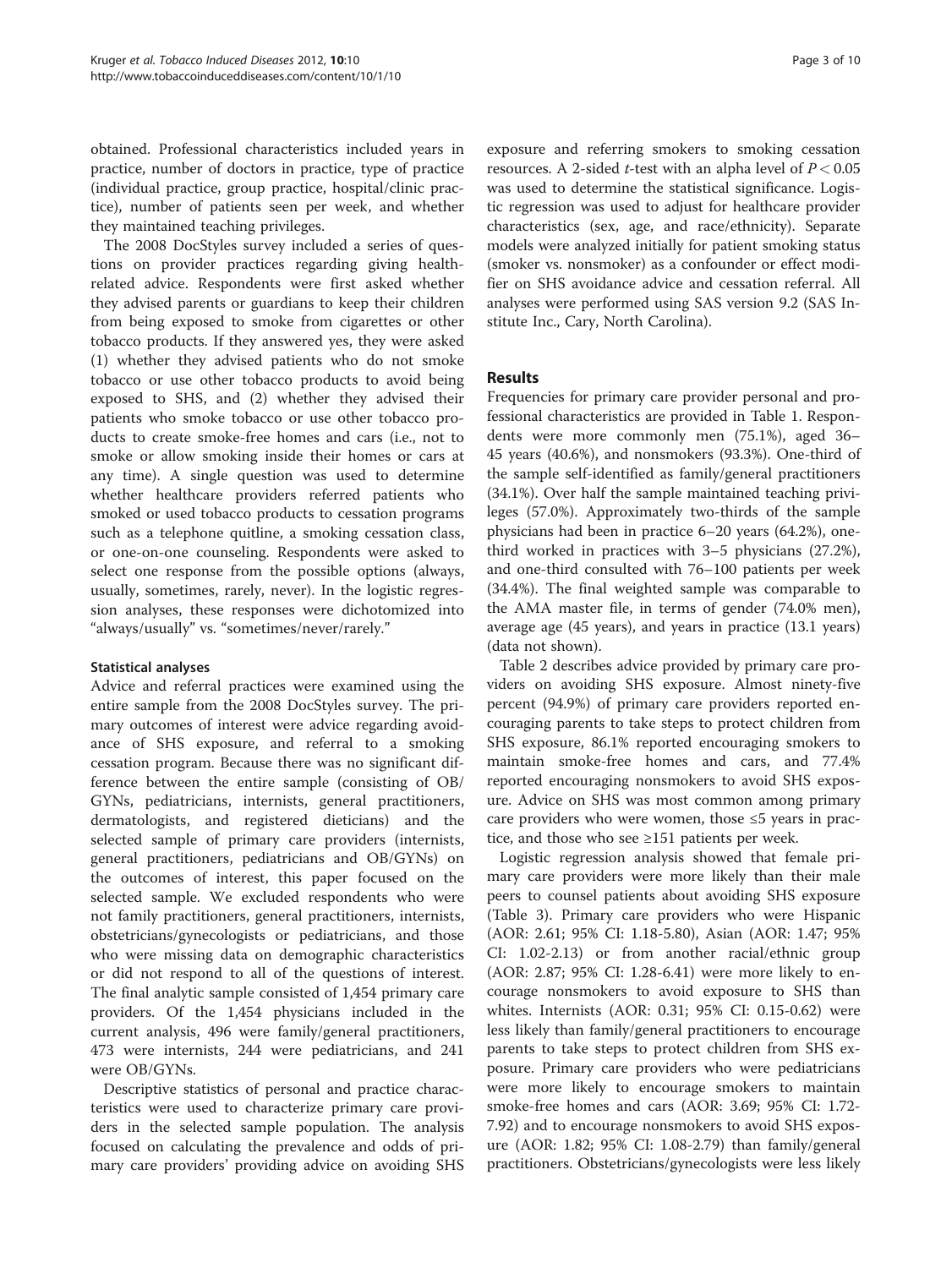obtained. Professional characteristics included years in practice, number of doctors in practice, type of practice (individual practice, group practice, hospital/clinic practice), number of patients seen per week, and whether they maintained teaching privileges.

The 2008 DocStyles survey included a series of questions on provider practices regarding giving health-related advice. Respondents were first asked whether they advised parents or guardians to keep their children from being exposed to smoke from cigarettes or other tobacco products. If they answered yes, they were asked (1) whether they advised patients who do not smoke tobacco or use other tobacco products to avoid being exposed to SHS, and (2) whether they advised their patients who smoke tobacco or use other tobacco products to create smoke-free homes and cars (i.e., not to smoke or allow smoking inside their homes or cars at any time). A single question was used to determine whether healthcare providers referred patients who smoked or used tobacco products to cessation programs such as a telephone quitline, a smoking cessation class, or one-on-one counseling. Respondents were asked to select one response from the possible options (always, usually, sometimes, rarely, never). In the logistic regression analyses, these responses were dichotomized into "always/usually" vs. "sometimes/never/rarely."

### Statistical analyses

Advice and referral practices were examined using the entire sample from the 2008 DocStyles survey. The primary outcomes of interest were advice regarding avoidance of SHS exposure, and referral to a smoking cessation program. Because there was no significant difference between the entire sample (consisting of OB/GYNs, pediatricians, internists, general practitioners, dermatologists, and registered dieticians) and the selected sample of primary care providers (internists, general practitioners, pediatricians and OB/GYNs) on the outcomes of interest, this paper focused on the selected sample. We excluded respondents who were not family practitioners, general practitioners, internists, obstetricians/gynecologists or pediatricians, and those who were missing data on demographic characteristics or did not respond to all of the questions of interest. The final analytic sample consisted of 1,454 primary care providers. Of the 1,454 physicians included in the current analysis, 496 were family/general practitioners, 473 were internists, 244 were pediatricians, and 241 were OB/GYNs.

Descriptive statistics of personal and practice characteristics were used to characterize primary care providers in the selected sample population. The analysis focused on calculating the prevalence and odds of primary care providers' providing advice on avoiding SHS exposure and referring smokers to smoking cessation resources. A 2-sided *t*-test with an alpha level of $P < 0.05$ was used to determine the statistical significance. Logistic regression was used to adjust for healthcare provider characteristics (sex, age, and race/ethnicity). Separate models were analyzed initially for patient smoking status (smoker vs. nonsmoker) as a confounder or effect modifier on SHS avoidance advice and cessation referral. All analyses were performed using SAS version 9.2 (SAS Institute Inc., Cary, North Carolina).

## Results

Frequencies for primary care provider personal and professional characteristics are provided in Table 1. Respondents were more commonly men (75.1%), aged 36–45 years (40.6%), and nonsmokers (93.3%). One-third of the sample self-identified as family/general practitioners (34.1%). Over half the sample maintained teaching privileges (57.0%). Approximately two-thirds of the sample physicians had been in practice 6–20 years (64.2%), one-third worked in practices with 3–5 physicians (27.2%), and one-third consulted with 76–100 patients per week (34.4%). The final weighted sample was comparable to the AMA master file, in terms of gender (74.0% men), average age (45 years), and years in practice (13.1 years) (data not shown).

Table 2 describes advice provided by primary care providers on avoiding SHS exposure. Almost ninety-five percent (94.9%) of primary care providers reported encouraging parents to take steps to protect children from SHS exposure, 86.1% reported encouraging smokers to maintain smoke-free homes and cars, and 77.4% reported encouraging nonsmokers to avoid SHS exposure. Advice on SHS was most common among primary care providers who were women, those ≤5 years in practice, and those who see ≥151 patients per week.

Logistic regression analysis showed that female primary care providers were more likely than their male peers to counsel patients about avoiding SHS exposure (Table 3). Primary care providers who were Hispanic (AOR: 2.61; 95% CI: 1.18-5.80), Asian (AOR: 1.47; 95% CI: 1.02-2.13) or from another racial/ethnic group (AOR: 2.87; 95% CI: 1.28-6.41) were more likely to encourage nonsmokers to avoid exposure to SHS than whites. Internists (AOR: 0.31; 95% CI: 0.15-0.62) were less likely than family/general practitioners to encourage parents to take steps to protect children from SHS exposure. Primary care providers who were pediatricians were more likely to encourage smokers to maintain smoke-free homes and cars (AOR: 3.69; 95% CI: 1.72-7.92) and to encourage nonsmokers to avoid SHS exposure (AOR: 1.82; 95% CI: 1.08-2.79) than family/general practitioners. Obstetricians/gynecologists were less likely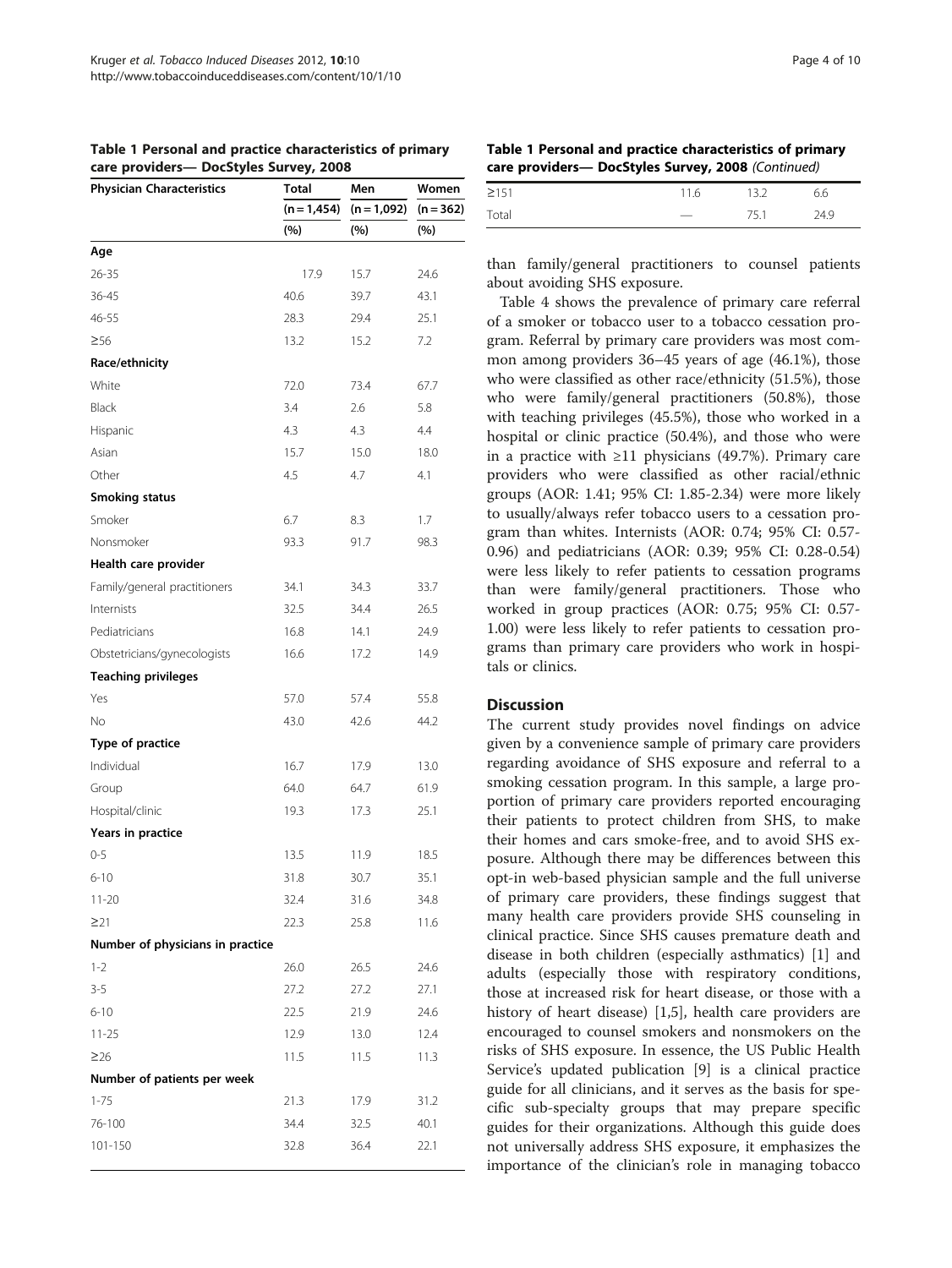**Table 1 Personal and practice characteristics of primary care providers— DocStyles Survey, 2008**

| Physician Characteristics | Total | Men | Women |
|---|---|---|---|
| | (n = 1,454) | (n = 1,092) | (n = 362) |
| | (%) | (%) | (%) |
| **Age** | | | |
| 26-35 | 17.9 | 15.7 | 24.6 |
| 36-45 | 40.6 | 39.7 | 43.1 |
| 46-55 | 28.3 | 29.4 | 25.1 |
| ≥56 | 13.2 | 15.2 | 7.2 |
| **Race/ethnicity** | | | |
| White | 72.0 | 73.4 | 67.7 |
| Black | 3.4 | 2.6 | 5.8 |
| Hispanic | 4.3 | 4.3 | 4.4 |
| Asian | 15.7 | 15.0 | 18.0 |
| Other | 4.5 | 4.7 | 4.1 |
| **Smoking status** | | | |
| Smoker | 6.7 | 8.3 | 1.7 |
| Nonsmoker | 93.3 | 91.7 | 98.3 |
| **Health care provider** | | | |
| Family/general practitioners | 34.1 | 34.3 | 33.7 |
| Internists | 32.5 | 34.4 | 26.5 |
| Pediatricians | 16.8 | 14.1 | 24.9 |
| Obstetricians/gynecologists | 16.6 | 17.2 | 14.9 |
| **Teaching privileges** | | | |
| Yes | 57.0 | 57.4 | 55.8 |
| No | 43.0 | 42.6 | 44.2 |
| **Type of practice** | | | |
| Individual | 16.7 | 17.9 | 13.0 |
| Group | 64.0 | 64.7 | 61.9 |
| Hospital/clinic | 19.3 | 17.3 | 25.1 |
| **Years in practice** | | | |
| 0-5 | 13.5 | 11.9 | 18.5 |
| 6-10 | 31.8 | 30.7 | 35.1 |
| 11-20 | 32.4 | 31.6 | 34.8 |
| ≥21 | 22.3 | 25.8 | 11.6 |
| **Number of physicians in practice** | | | |
| 1-2 | 26.0 | 26.5 | 24.6 |
| 3-5 | 27.2 | 27.2 | 27.1 |
| 6-10 | 22.5 | 21.9 | 24.6 |
| 11-25 | 12.9 | 13.0 | 12.4 |
| ≥26 | 11.5 | 11.5 | 11.3 |
| **Number of patients per week** | | | |
| 1-75 | 21.3 | 17.9 | 31.2 |
| 76-100 | 34.4 | 32.5 | 40.1 |
| 101-150 | 32.8 | 36.4 | 22.1 |
| ≥151 | 11.6 | 13.2 | 6.6 |
| Total | — | 75.1 | 24.9 |

than family/general practitioners to counsel patients about avoiding SHS exposure.

Table 4 shows the prevalence of primary care referral of a smoker or tobacco user to a tobacco cessation program. Referral by primary care providers was most common among providers 36–45 years of age (46.1%), those who were classified as other race/ethnicity (51.5%), those who were family/general practitioners (50.8%), those with teaching privileges (45.5%), those who worked in a hospital or clinic practice (50.4%), and those who were in a practice with ≥11 physicians (49.7%). Primary care providers who were classified as other racial/ethnic groups (AOR: 1.41; 95% CI: 1.85-2.34) were more likely to usually/always refer tobacco users to a cessation program than whites. Internists (AOR: 0.74; 95% CI: 0.57-0.96) and pediatricians (AOR: 0.39; 95% CI: 0.28-0.54) were less likely to refer patients to cessation programs than were family/general practitioners. Those who worked in group practices (AOR: 0.75; 95% CI: 0.57-1.00) were less likely to refer patients to cessation programs than primary care providers who work in hospitals or clinics.

## Discussion

The current study provides novel findings on advice given by a convenience sample of primary care providers regarding avoidance of SHS exposure and referral to a smoking cessation program. In this sample, a large proportion of primary care providers reported encouraging their patients to protect children from SHS, to make their homes and cars smoke-free, and to avoid SHS exposure. Although there may be differences between this opt-in web-based physician sample and the full universe of primary care providers, these findings suggest that many health care providers provide SHS counseling in clinical practice. Since SHS causes premature death and disease in both children (especially asthmatics) [1] and adults (especially those with respiratory conditions, those at increased risk for heart disease, or those with a history of heart disease) [1,5], health care providers are encouraged to counsel smokers and nonsmokers on the risks of SHS exposure. In essence, the US Public Health Service's updated publication [9] is a clinical practice guide for all clinicians, and it serves as the basis for specific sub-specialty groups that may prepare specific guides for their organizations. Although this guide does not universally address SHS exposure, it emphasizes the importance of the clinician's role in managing tobacco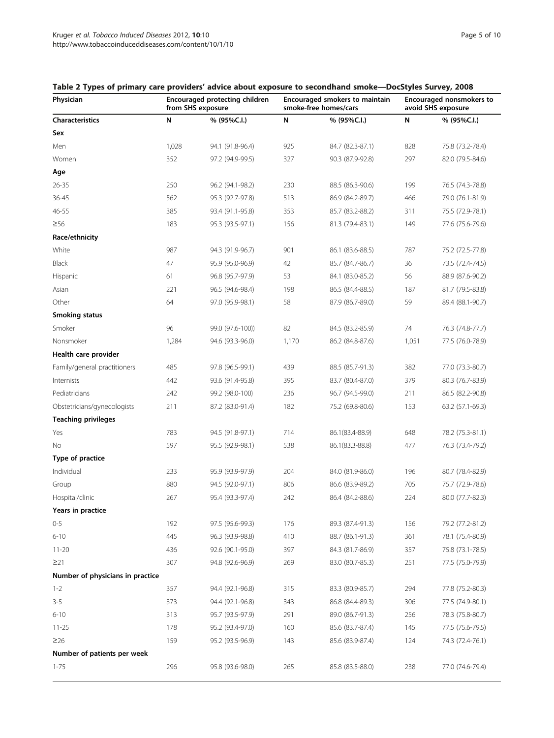**Table 2 Types of primary care providers' advice about exposure to secondhand smoke—DocStyles Survey, 2008**

| Physician | Encouraged protecting children from SHS exposure | | Encouraged smokers to maintain smoke-free homes/cars | | Encouraged nonsmokers to avoid SHS exposure | |
|---|---|---|---|---|---|---|
| **Characteristics** | **N** | **% (95%C.I.)** | **N** | **% (95%C.I.)** | **N** | **% (95%C.I.)** |
| **Sex** | | | | | | |
| Men | 1,028 | 94.1 (91.8-96.4) | 925 | 84.7 (82.3-87.1) | 828 | 75.8 (73.2-78.4) |
| Women | 352 | 97.2 (94.9-99.5) | 327 | 90.3 (87.9-92.8) | 297 | 82.0 (79.5-84.6) |
| **Age** | | | | | | |
| 26-35 | 250 | 96.2 (94.1-98.2) | 230 | 88.5 (86.3-90.6) | 199 | 76.5 (74.3-78.8) |
| 36-45 | 562 | 95.3 (92.7-97.8) | 513 | 86.9 (84.2-89.7) | 466 | 79.0 (76.1-81.9) |
| 46-55 | 385 | 93.4 (91.1-95.8) | 353 | 85.7 (83.2-88.2) | 311 | 75.5 (72.9-78.1) |
| ≥56 | 183 | 95.3 (93.5-97.1) | 156 | 81.3 (79.4-83.1) | 149 | 77.6 (75.6-79.6) |
| **Race/ethnicity** | | | | | | |
| White | 987 | 94.3 (91.9-96.7) | 901 | 86.1 (83.6-88.5) | 787 | 75.2 (72.5-77.8) |
| Black | 47 | 95.9 (95.0-96.9) | 42 | 85.7 (84.7-86.7) | 36 | 73.5 (72.4-74.5) |
| Hispanic | 61 | 96.8 (95.7-97.9) | 53 | 84.1 (83.0-85.2) | 56 | 88.9 (87.6-90.2) |
| Asian | 221 | 96.5 (94.6-98.4) | 198 | 86.5 (84.4-88.5) | 187 | 81.7 (79.5-83.8) |
| Other | 64 | 97.0 (95.9-98.1) | 58 | 87.9 (86.7-89.0) | 59 | 89.4 (88.1-90.7) |
| **Smoking status** | | | | | | |
| Smoker | 96 | 99.0 (97.6-100)) | 82 | 84.5 (83.2-85.9) | 74 | 76.3 (74.8-77.7) |
| Nonsmoker | 1,284 | 94.6 (93.3-96.0) | 1,170 | 86.2 (84.8-87.6) | 1,051 | 77.5 (76.0-78.9) |
| **Health care provider** | | | | | | |
| Family/general practitioners | 485 | 97.8 (96.5-99.1) | 439 | 88.5 (85.7-91.3) | 382 | 77.0 (73.3-80.7) |
| Internists | 442 | 93.6 (91.4-95.8) | 395 | 83.7 (80.4-87.0) | 379 | 80.3 (76.7-83.9) |
| Pediatricians | 242 | 99.2 (98.0-100) | 236 | 96.7 (94.5-99.0) | 211 | 86.5 (82.2-90.8) |
| Obstetricians/gynecologists | 211 | 87.2 (83.0-91.4) | 182 | 75.2 (69.8-80.6) | 153 | 63.2 (57.1-69.3) |
| **Teaching privileges** | | | | | | |
| Yes | 783 | 94.5 (91.8-97.1) | 714 | 86.1(83.4-88.9) | 648 | 78.2 (75.3-81.1) |
| No | 597 | 95.5 (92.9-98.1) | 538 | 86.1(83.3-88.8) | 477 | 76.3 (73.4-79.2) |
| **Type of practice** | | | | | | |
| Individual | 233 | 95.9 (93.9-97.9) | 204 | 84.0 (81.9-86.0) | 196 | 80.7 (78.4-82.9) |
| Group | 880 | 94.5 (92.0-97.1) | 806 | 86.6 (83.9-89.2) | 705 | 75.7 (72.9-78.6) |
| Hospital/clinic | 267 | 95.4 (93.3-97.4) | 242 | 86.4 (84.2-88.6) | 224 | 80.0 (77.7-82.3) |
| **Years in practice** | | | | | | |
| 0-5 | 192 | 97.5 (95.6-99.3) | 176 | 89.3 (87.4-91.3) | 156 | 79.2 (77.2-81.2) |
| 6-10 | 445 | 96.3 (93.9-98.8) | 410 | 88.7 (86.1-91.3) | 361 | 78.1 (75.4-80.9) |
| 11-20 | 436 | 92.6 (90.1-95.0) | 397 | 84.3 (81.7-86.9) | 357 | 75.8 (73.1-78.5) |
| ≥21 | 307 | 94.8 (92.6-96.9) | 269 | 83.0 (80.7-85.3) | 251 | 77.5 (75.0-79.9) |
| **Number of physicians in practice** | | | | | | |
| 1-2 | 357 | 94.4 (92.1-96.8) | 315 | 83.3 (80.9-85.7) | 294 | 77.8 (75.2-80.3) |
| 3-5 | 373 | 94.4 (92.1-96.8) | 343 | 86.8 (84.4-89.3) | 306 | 77.5 (74.9-80.1) |
| 6-10 | 313 | 95.7 (93.5-97.9) | 291 | 89.0 (86.7-91.3) | 256 | 78.3 (75.8-80.7) |
| 11-25 | 178 | 95.2 (93.4-97.0) | 160 | 85.6 (83.7-87.4) | 145 | 77.5 (75.6-79.5) |
| ≥26 | 159 | 95.2 (93.5-96.9) | 143 | 85.6 (83.9-87.4) | 124 | 74.3 (72.4-76.1) |
| **Number of patients per week** | | | | | | |
| 1-75 | 296 | 95.8 (93.6-98.0) | 265 | 85.8 (83.5-88.0) | 238 | 77.0 (74.6-79.4) |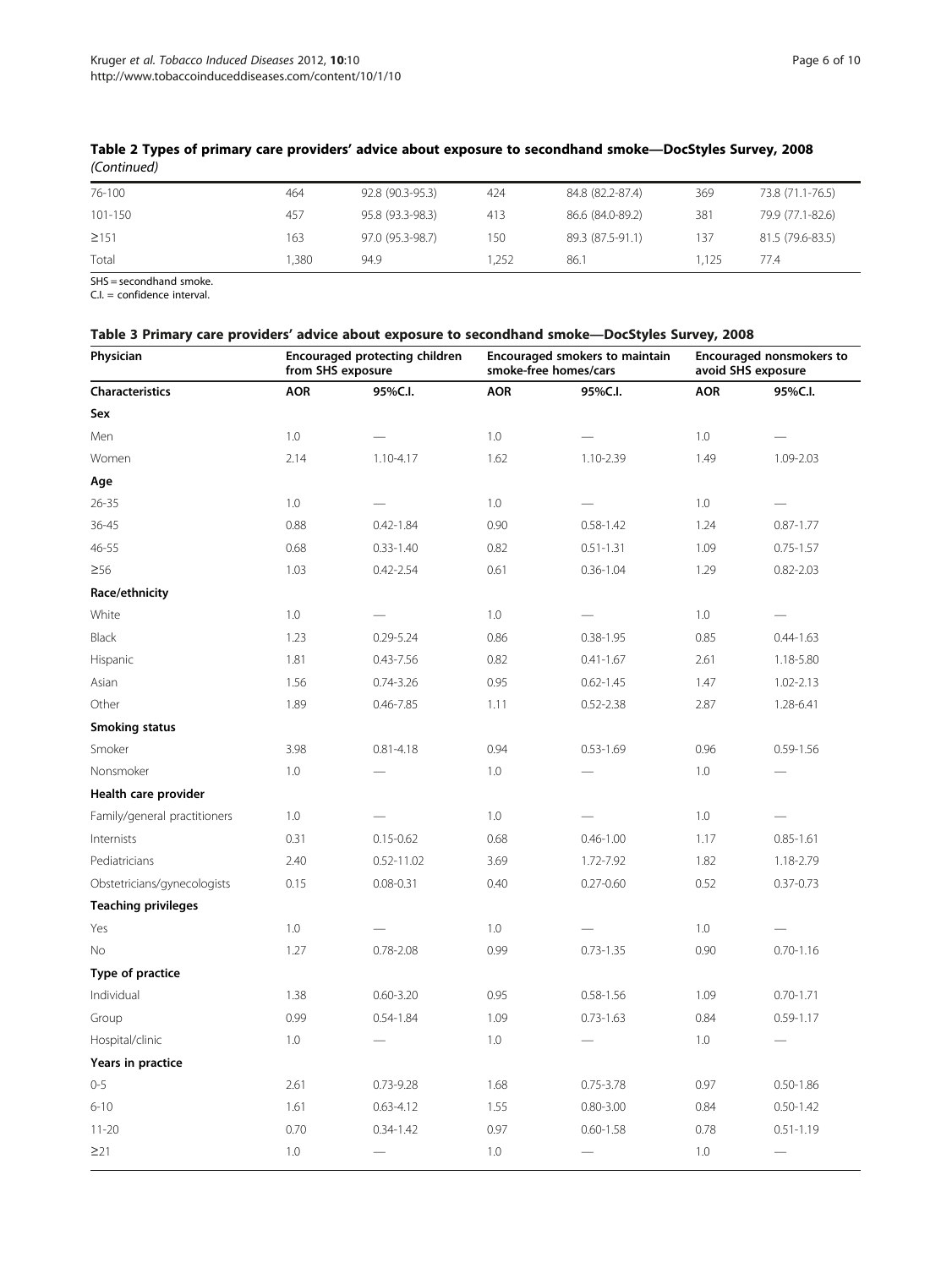**Table 2 Types of primary care providers' advice about exposure to secondhand smoke—DocStyles Survey, 2008** *(Continued)*

| | | | | | | |
|---|---|---|---|---|---|---|
| 76-100 | 464 | 92.8 (90.3-95.3) | 424 | 84.8 (82.2-87.4) | 369 | 73.8 (71.1-76.5) |
| 101-150 | 457 | 95.8 (93.3-98.3) | 413 | 86.6 (84.0-89.2) | 381 | 79.9 (77.1-82.6) |
| ≥151 | 163 | 97.0 (95.3-98.7) | 150 | 89.3 (87.5-91.1) | 137 | 81.5 (79.6-83.5) |
| Total | 1,380 | 94.9 | 1,252 | 86.1 | 1,125 | 77.4 |

SHS = secondhand smoke.
C.I. = confidence interval.

**Table 3 Primary care providers' advice about exposure to secondhand smoke—DocStyles Survey, 2008**

| Physician | Encouraged protecting children from SHS exposure | | Encouraged smokers to maintain smoke-free homes/cars | | Encouraged nonsmokers to avoid SHS exposure | |
|---|---|---|---|---|---|---|
| **Characteristics** | **AOR** | **95%C.I.** | **AOR** | **95%C.I.** | **AOR** | **95%C.I.** |
| **Sex** | | | | | | |
| Men | 1.0 | — | 1.0 | — | 1.0 | — |
| Women | 2.14 | 1.10-4.17 | 1.62 | 1.10-2.39 | 1.49 | 1.09-2.03 |
| **Age** | | | | | | |
| 26-35 | 1.0 | — | 1.0 | — | 1.0 | — |
| 36-45 | 0.88 | 0.42-1.84 | 0.90 | 0.58-1.42 | 1.24 | 0.87-1.77 |
| 46-55 | 0.68 | 0.33-1.40 | 0.82 | 0.51-1.31 | 1.09 | 0.75-1.57 |
| ≥56 | 1.03 | 0.42-2.54 | 0.61 | 0.36-1.04 | 1.29 | 0.82-2.03 |
| **Race/ethnicity** | | | | | | |
| White | 1.0 | — | 1.0 | — | 1.0 | — |
| Black | 1.23 | 0.29-5.24 | 0.86 | 0.38-1.95 | 0.85 | 0.44-1.63 |
| Hispanic | 1.81 | 0.43-7.56 | 0.82 | 0.41-1.67 | 2.61 | 1.18-5.80 |
| Asian | 1.56 | 0.74-3.26 | 0.95 | 0.62-1.45 | 1.47 | 1.02-2.13 |
| Other | 1.89 | 0.46-7.85 | 1.11 | 0.52-2.38 | 2.87 | 1.28-6.41 |
| **Smoking status** | | | | | | |
| Smoker | 3.98 | 0.81-4.18 | 0.94 | 0.53-1.69 | 0.96 | 0.59-1.56 |
| Nonsmoker | 1.0 | — | 1.0 | — | 1.0 | — |
| **Health care provider** | | | | | | |
| Family/general practitioners | 1.0 | — | 1.0 | — | 1.0 | — |
| Internists | 0.31 | 0.15-0.62 | 0.68 | 0.46-1.00 | 1.17 | 0.85-1.61 |
| Pediatricians | 2.40 | 0.52-11.02 | 3.69 | 1.72-7.92 | 1.82 | 1.18-2.79 |
| Obstetricians/gynecologists | 0.15 | 0.08-0.31 | 0.40 | 0.27-0.60 | 0.52 | 0.37-0.73 |
| **Teaching privileges** | | | | | | |
| Yes | 1.0 | — | 1.0 | — | 1.0 | — |
| No | 1.27 | 0.78-2.08 | 0.99 | 0.73-1.35 | 0.90 | 0.70-1.16 |
| **Type of practice** | | | | | | |
| Individual | 1.38 | 0.60-3.20 | 0.95 | 0.58-1.56 | 1.09 | 0.70-1.71 |
| Group | 0.99 | 0.54-1.84 | 1.09 | 0.73-1.63 | 0.84 | 0.59-1.17 |
| Hospital/clinic | 1.0 | — | 1.0 | — | 1.0 | — |
| **Years in practice** | | | | | | |
| 0-5 | 2.61 | 0.73-9.28 | 1.68 | 0.75-3.78 | 0.97 | 0.50-1.86 |
| 6-10 | 1.61 | 0.63-4.12 | 1.55 | 0.80-3.00 | 0.84 | 0.50-1.42 |
| 11-20 | 0.70 | 0.34-1.42 | 0.97 | 0.60-1.58 | 0.78 | 0.51-1.19 |
| ≥21 | 1.0 | — | 1.0 | — | 1.0 | — |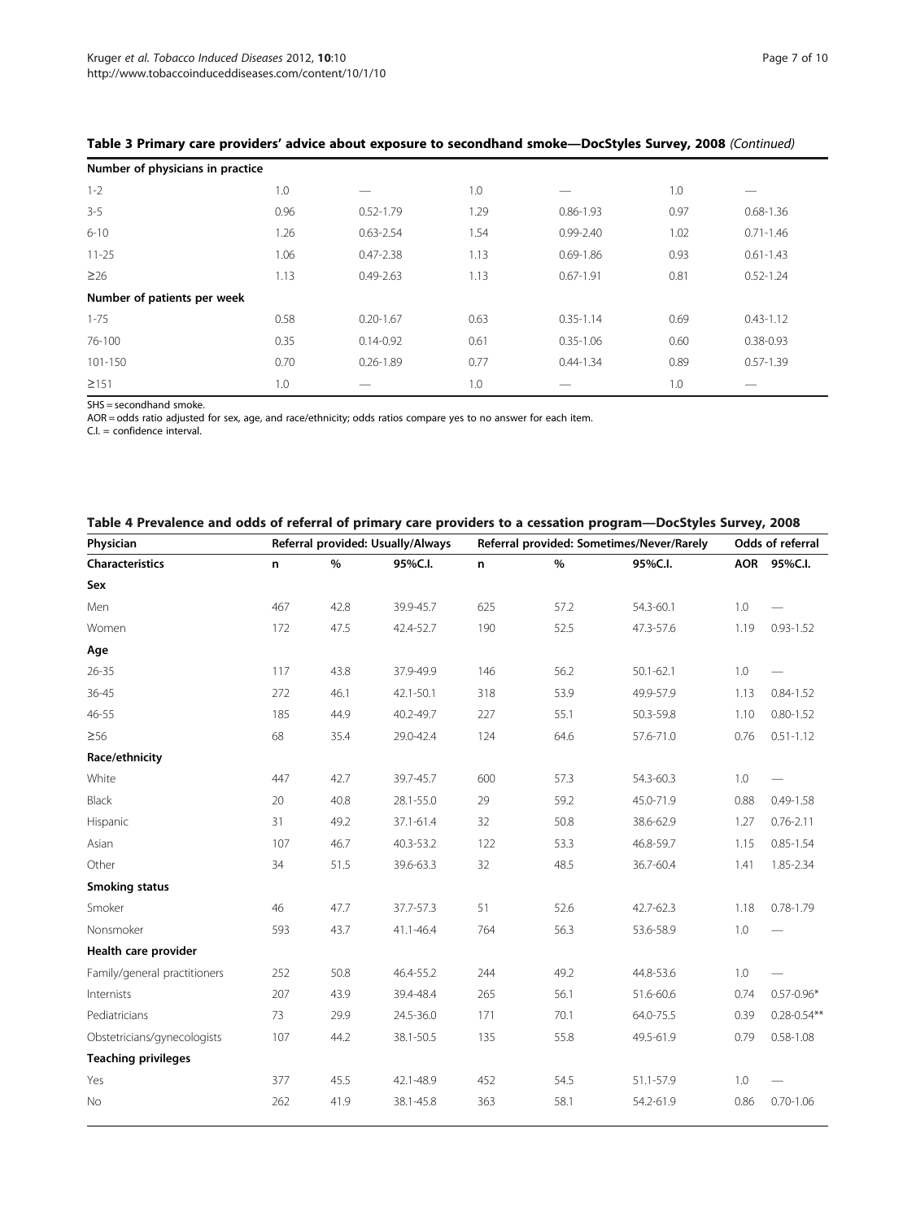**Table 3 Primary care providers' advice about exposure to secondhand smoke—DocStyles Survey, 2008** *(Continued)*

| | | | | | | |
|---|---|---|---|---|---|---|
| **Number of physicians in practice** | | | | | | |
| 1-2 | 1.0 | — | 1.0 | — | 1.0 | — |
| 3-5 | 0.96 | 0.52-1.79 | 1.29 | 0.86-1.93 | 0.97 | 0.68-1.36 |
| 6-10 | 1.26 | 0.63-2.54 | 1.54 | 0.99-2.40 | 1.02 | 0.71-1.46 |
| 11-25 | 1.06 | 0.47-2.38 | 1.13 | 0.69-1.86 | 0.93 | 0.61-1.43 |
| ≥26 | 1.13 | 0.49-2.63 | 1.13 | 0.67-1.91 | 0.81 | 0.52-1.24 |
| **Number of patients per week** | | | | | | |
| 1-75 | 0.58 | 0.20-1.67 | 0.63 | 0.35-1.14 | 0.69 | 0.43-1.12 |
| 76-100 | 0.35 | 0.14-0.92 | 0.61 | 0.35-1.06 | 0.60 | 0.38-0.93 |
| 101-150 | 0.70 | 0.26-1.89 | 0.77 | 0.44-1.34 | 0.89 | 0.57-1.39 |
| ≥151 | 1.0 | — | 1.0 | — | 1.0 | — |

SHS = secondhand smoke.
AOR = odds ratio adjusted for sex, age, and race/ethnicity; odds ratios compare yes to no answer for each item.
C.I. = confidence interval.

**Table 4 Prevalence and odds of referral of primary care providers to a cessation program—DocStyles Survey, 2008**

| Physician | Referral provided: Usually/Always | | | Referral provided: Sometimes/Never/Rarely | | | Odds of referral | |
|---|---|---|---|---|---|---|---|---|
| **Characteristics** | **n** | **%** | **95%C.I.** | **n** | **%** | **95%C.I.** | **AOR** | **95%C.I.** |
| **Sex** | | | | | | | | |
| Men | 467 | 42.8 | 39.9-45.7 | 625 | 57.2 | 54.3-60.1 | 1.0 | — |
| Women | 172 | 47.5 | 42.4-52.7 | 190 | 52.5 | 47.3-57.6 | 1.19 | 0.93-1.52 |
| **Age** | | | | | | | | |
| 26-35 | 117 | 43.8 | 37.9-49.9 | 146 | 56.2 | 50.1-62.1 | 1.0 | — |
| 36-45 | 272 | 46.1 | 42.1-50.1 | 318 | 53.9 | 49.9-57.9 | 1.13 | 0.84-1.52 |
| 46-55 | 185 | 44.9 | 40.2-49.7 | 227 | 55.1 | 50.3-59.8 | 1.10 | 0.80-1.52 |
| ≥56 | 68 | 35.4 | 29.0-42.4 | 124 | 64.6 | 57.6-71.0 | 0.76 | 0.51-1.12 |
| **Race/ethnicity** | | | | | | | | |
| White | 447 | 42.7 | 39.7-45.7 | 600 | 57.3 | 54.3-60.3 | 1.0 | — |
| Black | 20 | 40.8 | 28.1-55.0 | 29 | 59.2 | 45.0-71.9 | 0.88 | 0.49-1.58 |
| Hispanic | 31 | 49.2 | 37.1-61.4 | 32 | 50.8 | 38.6-62.9 | 1.27 | 0.76-2.11 |
| Asian | 107 | 46.7 | 40.3-53.2 | 122 | 53.3 | 46.8-59.7 | 1.15 | 0.85-1.54 |
| Other | 34 | 51.5 | 39.6-63.3 | 32 | 48.5 | 36.7-60.4 | 1.41 | 1.85-2.34 |
| **Smoking status** | | | | | | | | |
| Smoker | 46 | 47.7 | 37.7-57.3 | 51 | 52.6 | 42.7-62.3 | 1.18 | 0.78-1.79 |
| Nonsmoker | 593 | 43.7 | 41.1-46.4 | 764 | 56.3 | 53.6-58.9 | 1.0 | — |
| **Health care provider** | | | | | | | | |
| Family/general practitioners | 252 | 50.8 | 46.4-55.2 | 244 | 49.2 | 44.8-53.6 | 1.0 | — |
| Internists | 207 | 43.9 | 39.4-48.4 | 265 | 56.1 | 51.6-60.6 | 0.74 | 0.57-0.96* |
| Pediatricians | 73 | 29.9 | 24.5-36.0 | 171 | 70.1 | 64.0-75.5 | 0.39 | 0.28-0.54** |
| Obstetricians/gynecologists | 107 | 44.2 | 38.1-50.5 | 135 | 55.8 | 49.5-61.9 | 0.79 | 0.58-1.08 |
| **Teaching privileges** | | | | | | | | |
| Yes | 377 | 45.5 | 42.1-48.9 | 452 | 54.5 | 51.1-57.9 | 1.0 | — |
| No | 262 | 41.9 | 38.1-45.8 | 363 | 58.1 | 54.2-61.9 | 0.86 | 0.70-1.06 |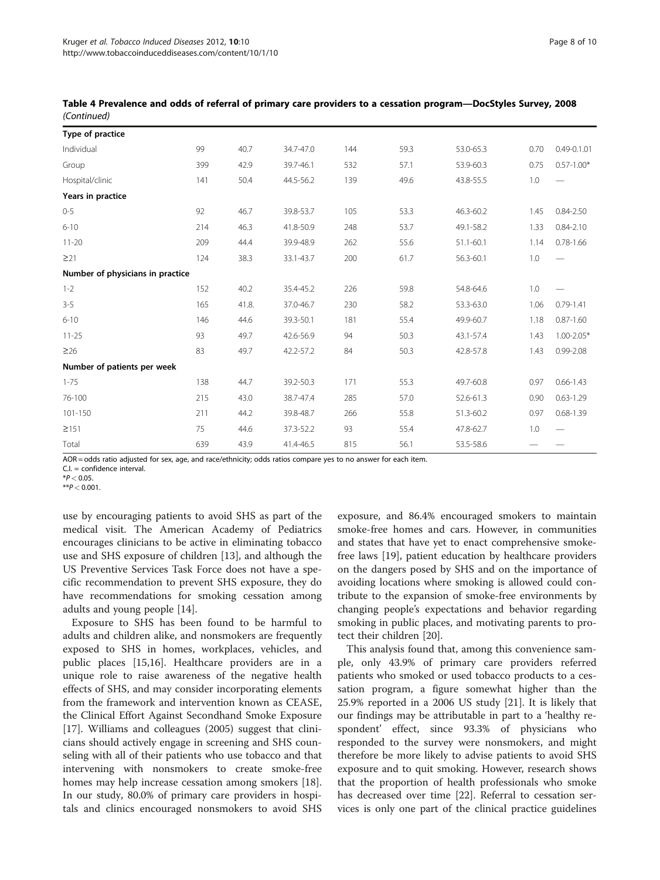**Table 4 Prevalence and odds of referral of primary care providers to a cessation program—DocStyles Survey, 2008** *(Continued)*

| | | | | | | | | |
|---|---|---|---|---|---|---|---|---|
| **Type of practice** | | | | | | | | |
| Individual | 99 | 40.7 | 34.7-47.0 | 144 | 59.3 | 53.0-65.3 | 0.70 | 0.49-0.1.01 |
| Group | 399 | 42.9 | 39.7-46.1 | 532 | 57.1 | 53.9-60.3 | 0.75 | 0.57-1.00* |
| Hospital/clinic | 141 | 50.4 | 44.5-56.2 | 139 | 49.6 | 43.8-55.5 | 1.0 | — |
| **Years in practice** | | | | | | | | |
| 0-5 | 92 | 46.7 | 39.8-53.7 | 105 | 53.3 | 46.3-60.2 | 1.45 | 0.84-2.50 |
| 6-10 | 214 | 46.3 | 41.8-50.9 | 248 | 53.7 | 49.1-58.2 | 1.33 | 0.84-2.10 |
| 11-20 | 209 | 44.4 | 39.9-48.9 | 262 | 55.6 | 51.1-60.1 | 1.14 | 0.78-1.66 |
| ≥21 | 124 | 38.3 | 33.1-43.7 | 200 | 61.7 | 56.3-60.1 | 1.0 | — |
| **Number of physicians in practice** | | | | | | | | |
| 1-2 | 152 | 40.2 | 35.4-45.2 | 226 | 59.8 | 54.8-64.6 | 1.0 | — |
| 3-5 | 165 | 41.8. | 37.0-46.7 | 230 | 58.2 | 53.3-63.0 | 1.06 | 0.79-1.41 |
| 6-10 | 146 | 44.6 | 39.3-50.1 | 181 | 55.4 | 49.9-60.7 | 1.18 | 0.87-1.60 |
| 11-25 | 93 | 49.7 | 42.6-56.9 | 94 | 50.3 | 43.1-57.4 | 1.43 | 1.00-2.05* |
| ≥26 | 83 | 49.7 | 42.2-57.2 | 84 | 50.3 | 42.8-57.8 | 1.43 | 0.99-2.08 |
| **Number of patients per week** | | | | | | | | |
| 1-75 | 138 | 44.7 | 39.2-50.3 | 171 | 55.3 | 49.7-60.8 | 0.97 | 0.66-1.43 |
| 76-100 | 215 | 43.0 | 38.7-47.4 | 285 | 57.0 | 52.6-61.3 | 0.90 | 0.63-1.29 |
| 101-150 | 211 | 44.2 | 39.8-48.7 | 266 | 55.8 | 51.3-60.2 | 0.97 | 0.68-1.39 |
| ≥151 | 75 | 44.6 | 37.3-52.2 | 93 | 55.4 | 47.8-62.7 | 1.0 | — |
| Total | 639 | 43.9 | 41.4-46.5 | 815 | 56.1 | 53.5-58.6 | — | — |

AOR = odds ratio adjusted for sex, age, and race/ethnicity; odds ratios compare yes to no answer for each item.
C.I. = confidence interval.
*$P < 0.05$.
**$P < 0.001$.

use by encouraging patients to avoid SHS as part of the medical visit. The American Academy of Pediatrics encourages clinicians to be active in eliminating tobacco use and SHS exposure of children [13], and although the US Preventive Services Task Force does not have a specific recommendation to prevent SHS exposure, they do have recommendations for smoking cessation among adults and young people [14].

Exposure to SHS has been found to be harmful to adults and children alike, and nonsmokers are frequently exposed to SHS in homes, workplaces, vehicles, and public places [15,16]. Healthcare providers are in a unique role to raise awareness of the negative health effects of SHS, and may consider incorporating elements from the framework and intervention known as CEASE, the Clinical Effort Against Secondhand Smoke Exposure [17]. Williams and colleagues (2005) suggest that clinicians should actively engage in screening and SHS counseling with all of their patients who use tobacco and that intervening with nonsmokers to create smoke-free homes may help increase cessation among smokers [18]. In our study, 80.0% of primary care providers in hospitals and clinics encouraged nonsmokers to avoid SHS exposure, and 86.4% encouraged smokers to maintain smoke-free homes and cars. However, in communities and states that have yet to enact comprehensive smoke-free laws [19], patient education by healthcare providers on the dangers posed by SHS and on the importance of avoiding locations where smoking is allowed could contribute to the expansion of smoke-free environments by changing people's expectations and behavior regarding smoking in public places, and motivating parents to protect their children [20].

This analysis found that, among this convenience sample, only 43.9% of primary care providers referred patients who smoked or used tobacco products to a cessation program, a figure somewhat higher than the 25.9% reported in a 2006 US study [21]. It is likely that our findings may be attributable in part to a 'healthy respondent' effect, since 93.3% of physicians who responded to the survey were nonsmokers, and might therefore be more likely to advise patients to avoid SHS exposure and to quit smoking. However, research shows that the proportion of health professionals who smoke has decreased over time [22]. Referral to cessation services is only one part of the clinical practice guidelines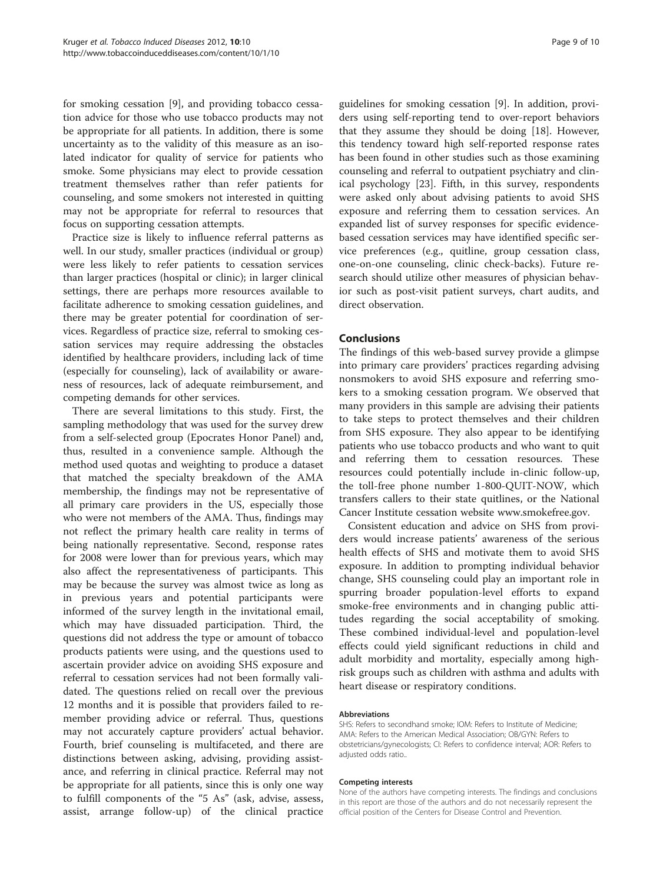for smoking cessation [9], and providing tobacco cessation advice for those who use tobacco products may not be appropriate for all patients. In addition, there is some uncertainty as to the validity of this measure as an isolated indicator for quality of service for patients who smoke. Some physicians may elect to provide cessation treatment themselves rather than refer patients for counseling, and some smokers not interested in quitting may not be appropriate for referral to resources that focus on supporting cessation attempts.

Practice size is likely to influence referral patterns as well. In our study, smaller practices (individual or group) were less likely to refer patients to cessation services than larger practices (hospital or clinic); in larger clinical settings, there are perhaps more resources available to facilitate adherence to smoking cessation guidelines, and there may be greater potential for coordination of services. Regardless of practice size, referral to smoking cessation services may require addressing the obstacles identified by healthcare providers, including lack of time (especially for counseling), lack of availability or awareness of resources, lack of adequate reimbursement, and competing demands for other services.

There are several limitations to this study. First, the sampling methodology that was used for the survey drew from a self-selected group (Epocrates Honor Panel) and, thus, resulted in a convenience sample. Although the method used quotas and weighting to produce a dataset that matched the specialty breakdown of the AMA membership, the findings may not be representative of all primary care providers in the US, especially those who were not members of the AMA. Thus, findings may not reflect the primary health care reality in terms of being nationally representative. Second, response rates for 2008 were lower than for previous years, which may also affect the representativeness of participants. This may be because the survey was almost twice as long as in previous years and potential participants were informed of the survey length in the invitational email, which may have dissuaded participation. Third, the questions did not address the type or amount of tobacco products patients were using, and the questions used to ascertain provider advice on avoiding SHS exposure and referral to cessation services had not been formally validated. The questions relied on recall over the previous 12 months and it is possible that providers failed to remember providing advice or referral. Thus, questions may not accurately capture providers' actual behavior. Fourth, brief counseling is multifaceted, and there are distinctions between asking, advising, providing assistance, and referring in clinical practice. Referral may not be appropriate for all patients, since this is only one way to fulfill components of the "5 As" (ask, advise, assess, assist, arrange follow-up) of the clinical practice guidelines for smoking cessation [9]. In addition, providers using self-reporting tend to over-report behaviors that they assume they should be doing [18]. However, this tendency toward high self-reported response rates has been found in other studies such as those examining counseling and referral to outpatient psychiatry and clinical psychology [23]. Fifth, in this survey, respondents were asked only about advising patients to avoid SHS exposure and referring them to cessation services. An expanded list of survey responses for specific evidence-based cessation services may have identified specific service preferences (e.g., quitline, group cessation class, one-on-one counseling, clinic check-backs). Future research should utilize other measures of physician behavior such as post-visit patient surveys, chart audits, and direct observation.

## Conclusions

The findings of this web-based survey provide a glimpse into primary care providers' practices regarding advising nonsmokers to avoid SHS exposure and referring smokers to a smoking cessation program. We observed that many providers in this sample are advising their patients to take steps to protect themselves and their children from SHS exposure. They also appear to be identifying patients who use tobacco products and who want to quit and referring them to cessation resources. These resources could potentially include in-clinic follow-up, the toll-free phone number 1-800-QUIT-NOW, which transfers callers to their state quitlines, or the National Cancer Institute cessation website www.smokefree.gov.

Consistent education and advice on SHS from providers would increase patients' awareness of the serious health effects of SHS and motivate them to avoid SHS exposure. In addition to prompting individual behavior change, SHS counseling could play an important role in spurring broader population-level efforts to expand smoke-free environments and in changing public attitudes regarding the social acceptability of smoking. These combined individual-level and population-level effects could yield significant reductions in child and adult morbidity and mortality, especially among high-risk groups such as children with asthma and adults with heart disease or respiratory conditions.

#### Abbreviations

SHS: Refers to secondhand smoke; IOM: Refers to Institute of Medicine; AMA: Refers to the American Medical Association; OB/GYN: Refers to obstetricians/gynecologists; CI: Refers to confidence interval; AOR: Refers to adjusted odds ratio..

#### Competing interests

None of the authors have competing interests. The findings and conclusions in this report are those of the authors and do not necessarily represent the official position of the Centers for Disease Control and Prevention.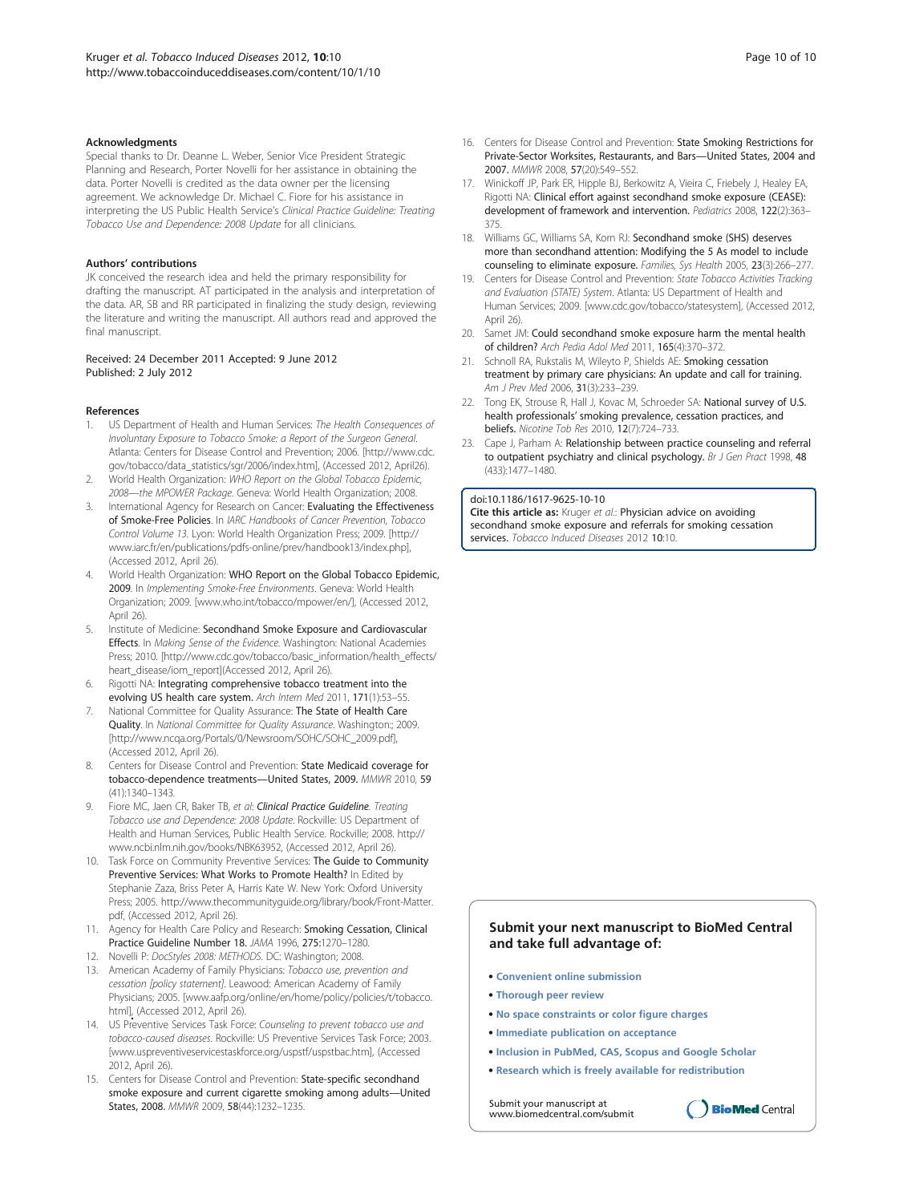#### Acknowledgments

Special thanks to Dr. Deanne L. Weber, Senior Vice President Strategic Planning and Research, Porter Novelli for her assistance in obtaining the data. Porter Novelli is credited as the data owner per the licensing agreement. We acknowledge Dr. Michael C. Fiore for his assistance in interpreting the US Public Health Service's *Clinical Practice Guideline: Treating Tobacco Use and Dependence: 2008 Update* for all clinicians.

#### Authors' contributions

JK conceived the research idea and held the primary responsibility for drafting the manuscript. AT participated in the analysis and interpretation of the data. AR, SB and RR participated in finalizing the study design, reviewing the literature and writing the manuscript. All authors read and approved the final manuscript.

Received: 24 December 2011 Accepted: 9 June 2012
Published: 2 July 2012

#### References

1. US Department of Health and Human Services: *The Health Consequences of Involuntary Exposure to Tobacco Smoke: a Report of the Surgeon General*. Atlanta: Centers for Disease Control and Prevention; 2006. [http://www.cdc.gov/tobacco/data_statistics/sgr/2006/index.htm], (Accessed 2012, April26).
2. World Health Organization: *WHO Report on the Global Tobacco Epidemic, 2008—the MPOWER Package*. Geneva: World Health Organization; 2008.
3. International Agency for Research on Cancer: **Evaluating the Effectiveness of Smoke-Free Policies**. In *IARC Handbooks of Cancer Prevention, Tobacco Control Volume 13*. Lyon: World Health Organization Press; 2009. [http://www.iarc.fr/en/publications/pdfs-online/prev/handbook13/index.php], (Accessed 2012, April 26).
4. World Health Organization: **WHO Report on the Global Tobacco Epidemic, 2009**. In *Implementing Smoke-Free Environments*. Geneva: World Health Organization; 2009. [www.who.int/tobacco/mpower/en/], (Accessed 2012, April 26).
5. Institute of Medicine: **Secondhand Smoke Exposure and Cardiovascular Effects**. In *Making Sense of the Evidence*. Washington: National Academies Press; 2010. [http://www.cdc.gov/tobacco/basic_information/health_effects/heart_disease/iom_report](Accessed 2012, April 26).
6. Rigotti NA: **Integrating comprehensive tobacco treatment into the evolving US health care system.** *Arch Intern Med* 2011, **171**(1):53–55.
7. National Committee for Quality Assurance: **The State of Health Care Quality**. In *National Committee for Quality Assurance*. Washington:; 2009. [http://www.ncqa.org/Portals/0/Newsroom/SOHC/SOHC_2009.pdf], (Accessed 2012, April 26).
8. Centers for Disease Control and Prevention: **State Medicaid coverage for tobacco-dependence treatments—United States, 2009.** *MMWR* 2010, **59** (41):1340–1343.
9. Fiore MC, Jaen CR, Baker TB, *et al*: ***Clinical Practice Guideline***. *Treating Tobacco use and Dependence: 2008 Update*. Rockville: US Department of Health and Human Services, Public Health Service. Rockville; 2008. http://www.ncbi.nlm.nih.gov/books/NBK63952, (Accessed 2012, April 26).
10. Task Force on Community Preventive Services: **The Guide to Community Preventive Services: What Works to Promote Health?** In Edited by Stephanie Zaza, Briss Peter A, Harris Kate W. New York: Oxford University Press; 2005. http://www.thecommunityguide.org/library/book/Front-Matter.pdf, (Accessed 2012, April 26).
11. Agency for Health Care Policy and Research: **Smoking Cessation, Clinical Practice Guideline Number 18.** *JAMA* 1996, **275**:1270–1280.
12. Novelli P: *DocStyles 2008: METHODS*. DC: Washington; 2008.
13. American Academy of Family Physicians: *Tobacco use, prevention and cessation [policy statement]*. Leawood: American Academy of Family Physicians; 2005. [www.aafp.org/online/en/home/policy/policies/t/tobacco.html], (Accessed 2012, April 26).
14. US Preventive Services Task Force: *Counseling to prevent tobacco use and tobacco-caused diseases*. Rockville: US Preventive Services Task Force; 2003. [www.uspreventiveservicestaskforce.org/uspstf/uspstbac.htm], (Accessed 2012, April 26).
15. Centers for Disease Control and Prevention: **State-specific secondhand smoke exposure and current cigarette smoking among adults—United States, 2008.** *MMWR* 2009, **58**(44):1232–1235.
16. Centers for Disease Control and Prevention: **State Smoking Restrictions for Private-Sector Worksites, Restaurants, and Bars—United States, 2004 and 2007.** *MMWR* 2008, **57**(20):549–552.
17. Winickoff JP, Park ER, Hipple BJ, Berkowitz A, Vieira C, Friebely J, Healey EA, Rigotti NA: **Clinical effort against secondhand smoke exposure (CEASE): development of framework and intervention.** *Pediatrics* 2008, **122**(2):363–375.
18. Williams GC, Williams SA, Korn RJ: **Secondhand smoke (SHS) deserves more than secondhand attention: Modifying the 5 As model to include counseling to eliminate exposure.** *Families, Sys Health* 2005, **23**(3):266–277.
19. Centers for Disease Control and Prevention: *State Tobacco Activities Tracking and Evaluation (STATE) System*. Atlanta: US Department of Health and Human Services; 2009. [www.cdc.gov/tobacco/statesystem], (Accessed 2012, April 26).
20. Samet JM: **Could secondhand smoke exposure harm the mental health of children?** *Arch Pedia Adol Med* 2011, **165**(4):370–372.
21. Schnoll RA, Rukstalis M, Wileyto P, Shields AE: **Smoking cessation treatment by primary care physicians: An update and call for training.** *Am J Prev Med* 2006, **31**(3):233–239.
22. Tong EK, Strouse R, Hall J, Kovac M, Schroeder SA: **National survey of U.S. health professionals' smoking prevalence, cessation practices, and beliefs.** *Nicotine Tob Res* 2010, **12**(7):724–733.
23. Cape J, Parham A: **Relationship between practice counseling and referral to outpatient psychiatry and clinical psychology.** *Br J Gen Pract* 1998, **48** (433):1477–1480.

doi:10.1186/1617-9625-10-10
**Cite this article as:** Kruger *et al.*: Physician advice on avoiding secondhand smoke exposure and referrals for smoking cessation services. *Tobacco Induced Diseases* 2012 **10**:10.

**Submit your next manuscript to BioMed Central and take full advantage of:**

- **Convenient online submission**
- **Thorough peer review**
- **No space constraints or color figure charges**
- **Immediate publication on acceptance**
- **Inclusion in PubMed, CAS, Scopus and Google Scholar**
- **Research which is freely available for redistribution**

Submit your manuscript at
www.biomedcentral.com/submit

BioMed Central